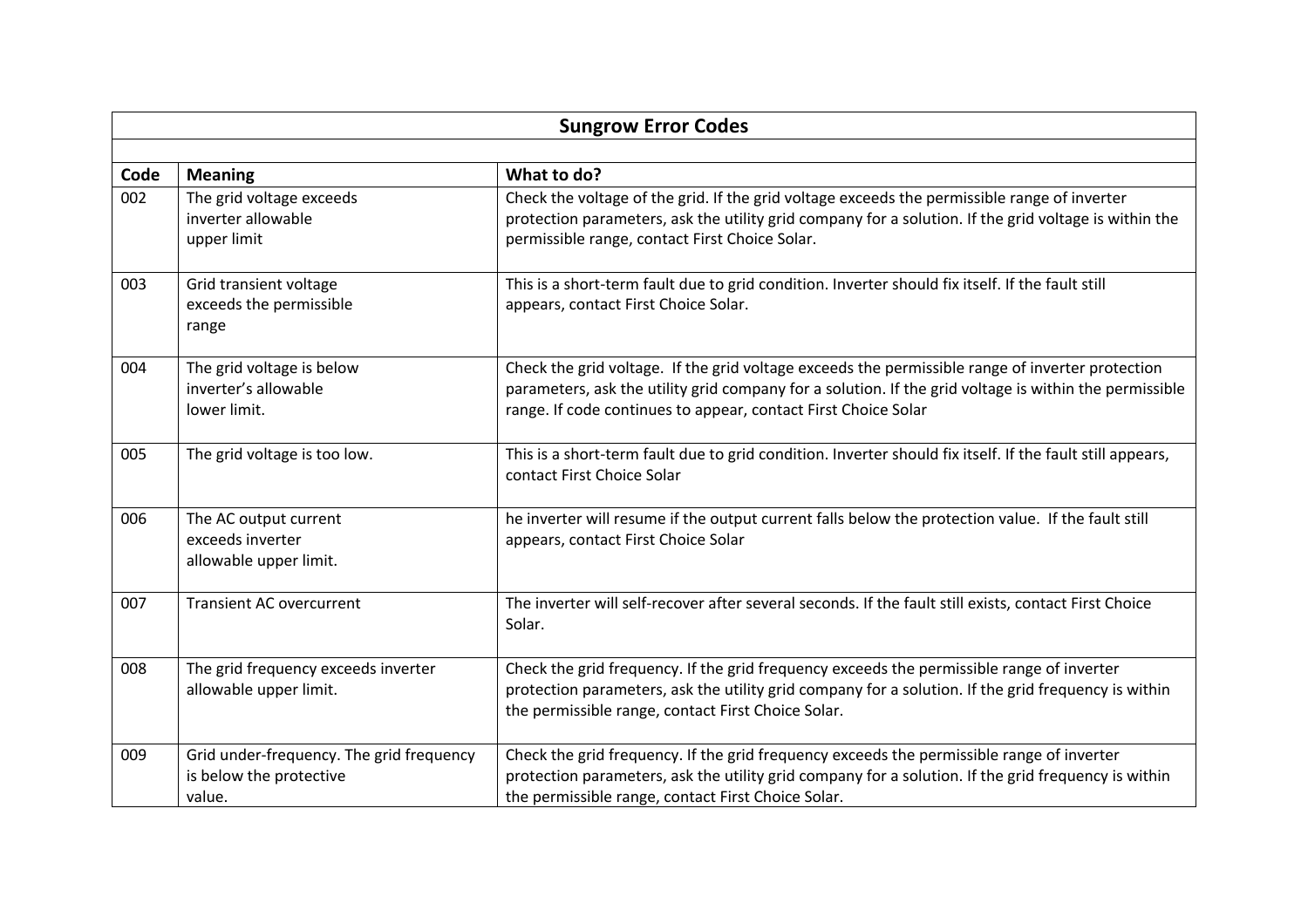## Sungrow Error Codes

| Code | Meaning | What to do? |
|---|---|---|
| 002 | The grid voltage exceeds inverter allowable upper limit | Check the voltage of the grid. If the grid voltage exceeds the permissible range of inverter protection parameters, ask the utility grid company for a solution. If the grid voltage is within the permissible range, contact First Choice Solar. |
| 003 | Grid transient voltage exceeds the permissible range | This is a short-term fault due to grid condition. Inverter should fix itself. If the fault still appears, contact First Choice Solar. |
| 004 | The grid voltage is below inverter's allowable lower limit. | Check the grid voltage. If the grid voltage exceeds the permissible range of inverter protection parameters, ask the utility grid company for a solution. If the grid voltage is within the permissible range. If code continues to appear, contact First Choice Solar |
| 005 | The grid voltage is too low. | This is a short-term fault due to grid condition. Inverter should fix itself. If the fault still appears, contact First Choice Solar |
| 006 | The AC output current exceeds inverter allowable upper limit. | he inverter will resume if the output current falls below the protection value. If the fault still appears, contact First Choice Solar |
| 007 | Transient AC overcurrent | The inverter will self-recover after several seconds. If the fault still exists, contact First Choice Solar. |
| 008 | The grid frequency exceeds inverter allowable upper limit. | Check the grid frequency. If the grid frequency exceeds the permissible range of inverter protection parameters, ask the utility grid company for a solution. If the grid frequency is within the permissible range, contact First Choice Solar. |
| 009 | Grid under-frequency. The grid frequency is below the protective value. | Check the grid frequency. If the grid frequency exceeds the permissible range of inverter protection parameters, ask the utility grid company for a solution. If the grid frequency is within the permissible range, contact First Choice Solar. |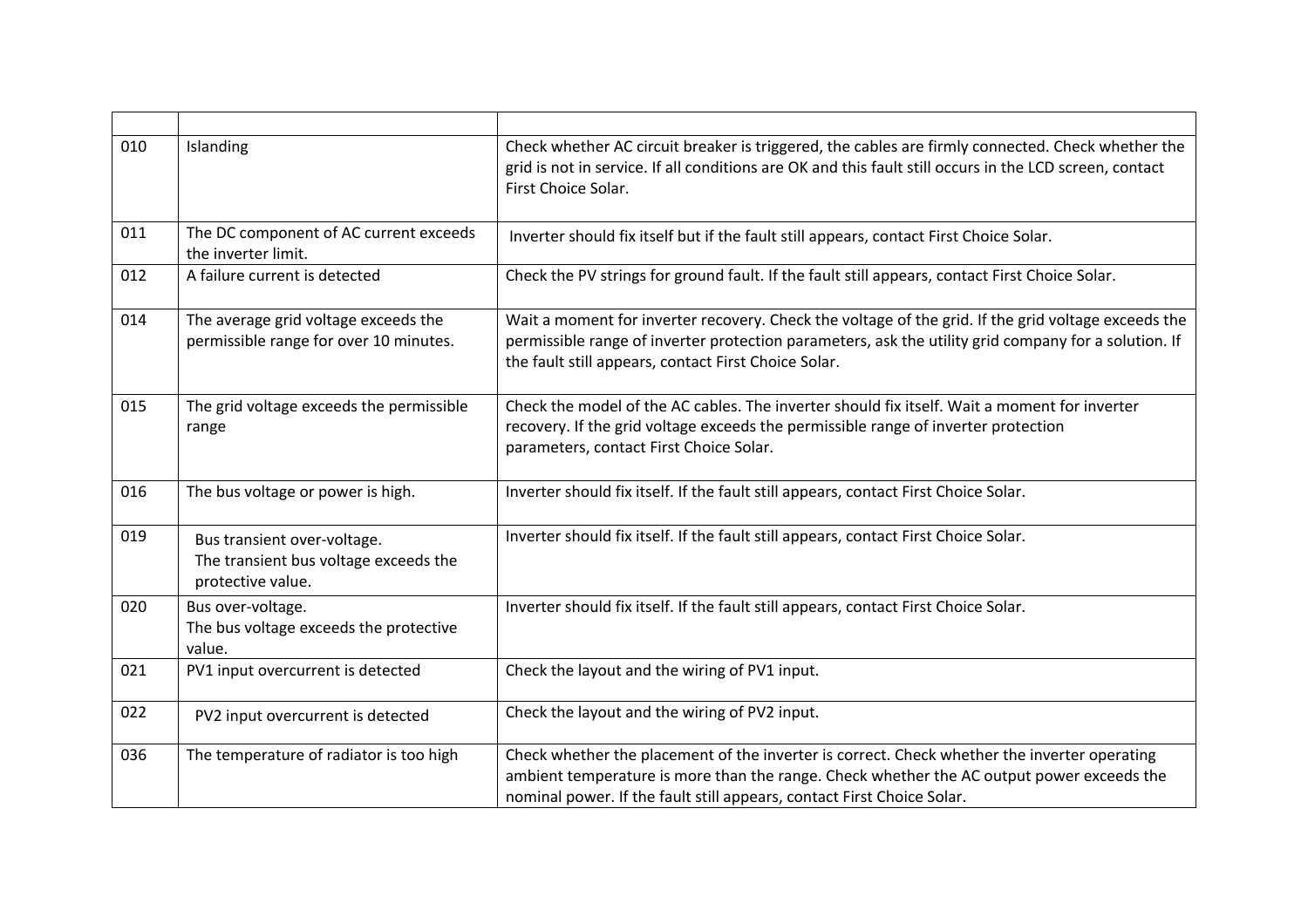| | | |
|---|---|---|
| 010 | Islanding | Check whether AC circuit breaker is triggered, the cables are firmly connected. Check whether the grid is not in service. If all conditions are OK and this fault still occurs in the LCD screen, contact First Choice Solar. |
| 011 | The DC component of AC current exceeds the inverter limit. | Inverter should fix itself but if the fault still appears, contact First Choice Solar. |
| 012 | A failure current is detected | Check the PV strings for ground fault. If the fault still appears, contact First Choice Solar. |
| 014 | The average grid voltage exceeds the permissible range for over 10 minutes. | Wait a moment for inverter recovery. Check the voltage of the grid. If the grid voltage exceeds the permissible range of inverter protection parameters, ask the utility grid company for a solution. If the fault still appears, contact First Choice Solar. |
| 015 | The grid voltage exceeds the permissible range | Check the model of the AC cables. The inverter should fix itself. Wait a moment for inverter recovery. If the grid voltage exceeds the permissible range of inverter protection parameters, contact First Choice Solar. |
| 016 | The bus voltage or power is high. | Inverter should fix itself. If the fault still appears, contact First Choice Solar. |
| 019 | Bus transient over-voltage. The transient bus voltage exceeds the protective value. | Inverter should fix itself. If the fault still appears, contact First Choice Solar. |
| 020 | Bus over-voltage. The bus voltage exceeds the protective value. | Inverter should fix itself. If the fault still appears, contact First Choice Solar. |
| 021 | PV1 input overcurrent is detected | Check the layout and the wiring of PV1 input. |
| 022 | PV2 input overcurrent is detected | Check the layout and the wiring of PV2 input. |
| 036 | The temperature of radiator is too high | Check whether the placement of the inverter is correct. Check whether the inverter operating ambient temperature is more than the range. Check whether the AC output power exceeds the nominal power. If the fault still appears, contact First Choice Solar. |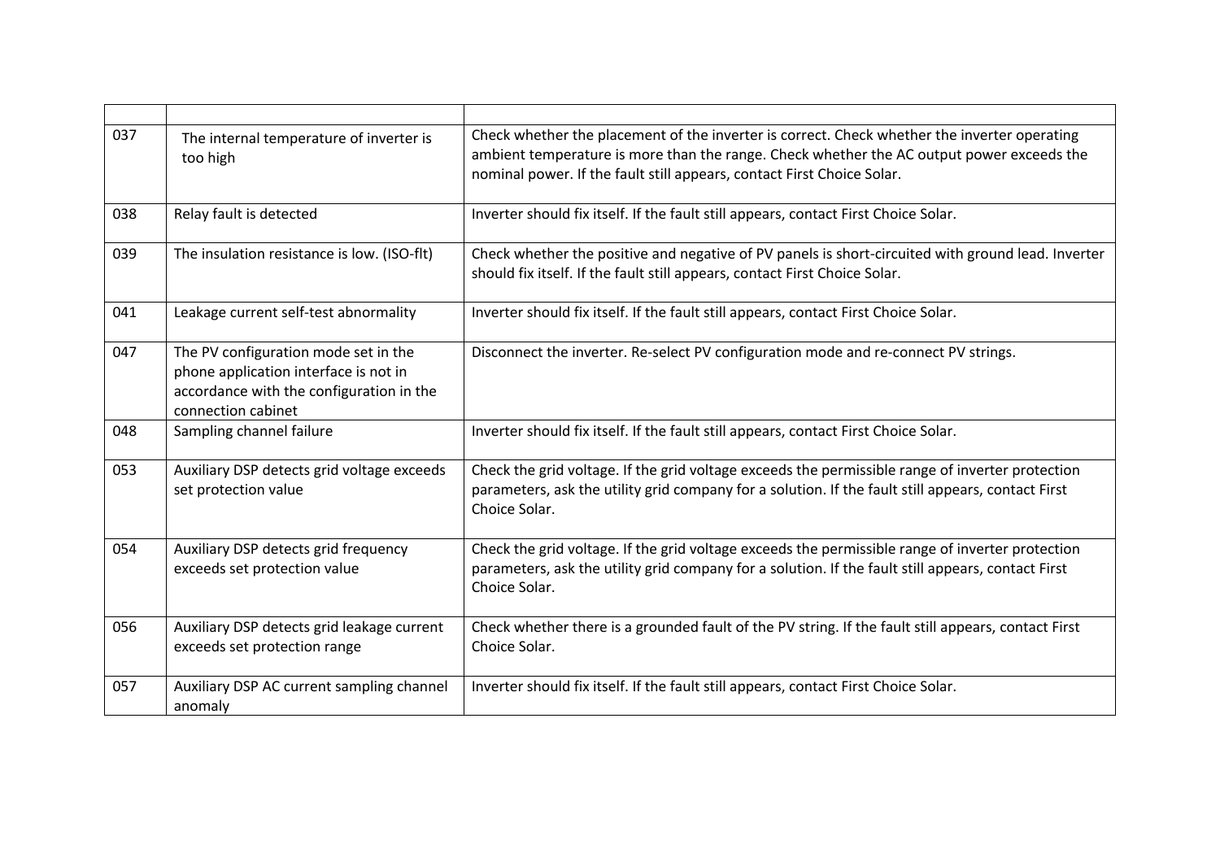| | | |
|---|---|---|
| 037 | The internal temperature of inverter is too high | Check whether the placement of the inverter is correct. Check whether the inverter operating ambient temperature is more than the range. Check whether the AC output power exceeds the nominal power. If the fault still appears, contact First Choice Solar. |
| 038 | Relay fault is detected | Inverter should fix itself. If the fault still appears, contact First Choice Solar. |
| 039 | The insulation resistance is low. (ISO-flt) | Check whether the positive and negative of PV panels is short-circuited with ground lead. Inverter should fix itself. If the fault still appears, contact First Choice Solar. |
| 041 | Leakage current self-test abnormality | Inverter should fix itself. If the fault still appears, contact First Choice Solar. |
| 047 | The PV configuration mode set in the phone application interface is not in accordance with the configuration in the connection cabinet | Disconnect the inverter. Re-select PV configuration mode and re-connect PV strings. |
| 048 | Sampling channel failure | Inverter should fix itself. If the fault still appears, contact First Choice Solar. |
| 053 | Auxiliary DSP detects grid voltage exceeds set protection value | Check the grid voltage. If the grid voltage exceeds the permissible range of inverter protection parameters, ask the utility grid company for a solution. If the fault still appears, contact First Choice Solar. |
| 054 | Auxiliary DSP detects grid frequency exceeds set protection value | Check the grid voltage. If the grid voltage exceeds the permissible range of inverter protection parameters, ask the utility grid company for a solution. If the fault still appears, contact First Choice Solar. |
| 056 | Auxiliary DSP detects grid leakage current exceeds set protection range | Check whether there is a grounded fault of the PV string. If the fault still appears, contact First Choice Solar. |
| 057 | Auxiliary DSP AC current sampling channel anomaly | Inverter should fix itself. If the fault still appears, contact First Choice Solar. |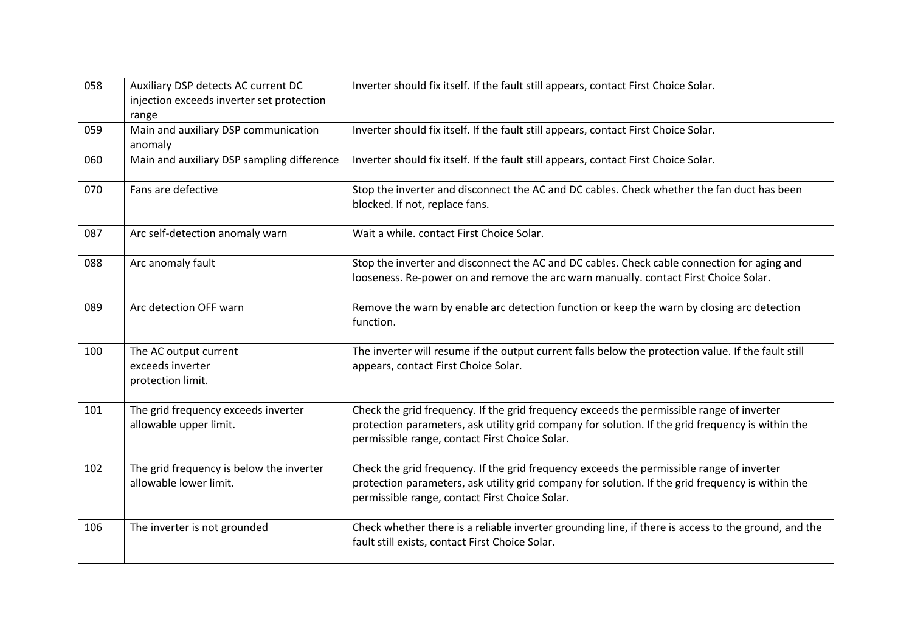| 058 | Auxiliary DSP detects AC current DC injection exceeds inverter set protection range | Inverter should fix itself. If the fault still appears, contact First Choice Solar. |
|---|---|---|
| 059 | Main and auxiliary DSP communication anomaly | Inverter should fix itself. If the fault still appears, contact First Choice Solar. |
| 060 | Main and auxiliary DSP sampling difference | Inverter should fix itself. If the fault still appears, contact First Choice Solar. |
| 070 | Fans are defective | Stop the inverter and disconnect the AC and DC cables. Check whether the fan duct has been blocked. If not, replace fans. |
| 087 | Arc self-detection anomaly warn | Wait a while. contact First Choice Solar. |
| 088 | Arc anomaly fault | Stop the inverter and disconnect the AC and DC cables. Check cable connection for aging and looseness. Re-power on and remove the arc warn manually. contact First Choice Solar. |
| 089 | Arc detection OFF warn | Remove the warn by enable arc detection function or keep the warn by closing arc detection function. |
| 100 | The AC output current exceeds inverter protection limit. | The inverter will resume if the output current falls below the protection value. If the fault still appears, contact First Choice Solar. |
| 101 | The grid frequency exceeds inverter allowable upper limit. | Check the grid frequency. If the grid frequency exceeds the permissible range of inverter protection parameters, ask utility grid company for solution. If the grid frequency is within the permissible range, contact First Choice Solar. |
| 102 | The grid frequency is below the inverter allowable lower limit. | Check the grid frequency. If the grid frequency exceeds the permissible range of inverter protection parameters, ask utility grid company for solution. If the grid frequency is within the permissible range, contact First Choice Solar. |
| 106 | The inverter is not grounded | Check whether there is a reliable inverter grounding line, if there is access to the ground, and the fault still exists, contact First Choice Solar. |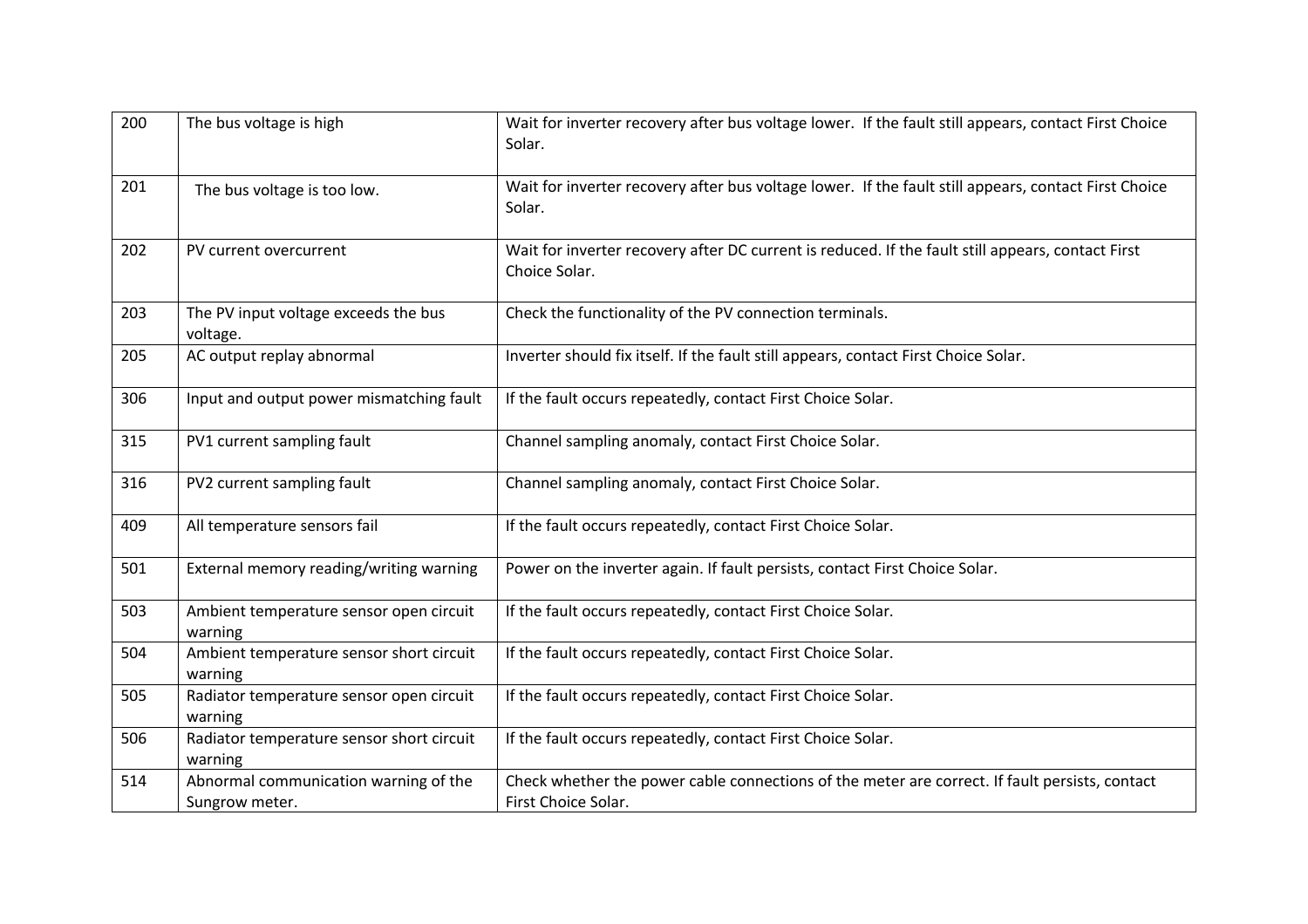| | | |
|---|---|---|
| 200 | The bus voltage is high | Wait for inverter recovery after bus voltage lower.  If the fault still appears, contact First Choice Solar. |
| 201 | The bus voltage is too low. | Wait for inverter recovery after bus voltage lower.  If the fault still appears, contact First Choice Solar. |
| 202 | PV current overcurrent | Wait for inverter recovery after DC current is reduced. If the fault still appears, contact First Choice Solar. |
| 203 | The PV input voltage exceeds the bus voltage. | Check the functionality of the PV connection terminals. |
| 205 | AC output replay abnormal | Inverter should fix itself. If the fault still appears, contact First Choice Solar. |
| 306 | Input and output power mismatching fault | If the fault occurs repeatedly, contact First Choice Solar. |
| 315 | PV1 current sampling fault | Channel sampling anomaly, contact First Choice Solar. |
| 316 | PV2 current sampling fault | Channel sampling anomaly, contact First Choice Solar. |
| 409 | All temperature sensors fail | If the fault occurs repeatedly, contact First Choice Solar. |
| 501 | External memory reading/writing warning | Power on the inverter again. If fault persists, contact First Choice Solar. |
| 503 | Ambient temperature sensor open circuit warning | If the fault occurs repeatedly, contact First Choice Solar. |
| 504 | Ambient temperature sensor short circuit warning | If the fault occurs repeatedly, contact First Choice Solar. |
| 505 | Radiator temperature sensor open circuit warning | If the fault occurs repeatedly, contact First Choice Solar. |
| 506 | Radiator temperature sensor short circuit warning | If the fault occurs repeatedly, contact First Choice Solar. |
| 514 | Abnormal communication warning of the Sungrow meter. | Check whether the power cable connections of the meter are correct. If fault persists, contact First Choice Solar. |